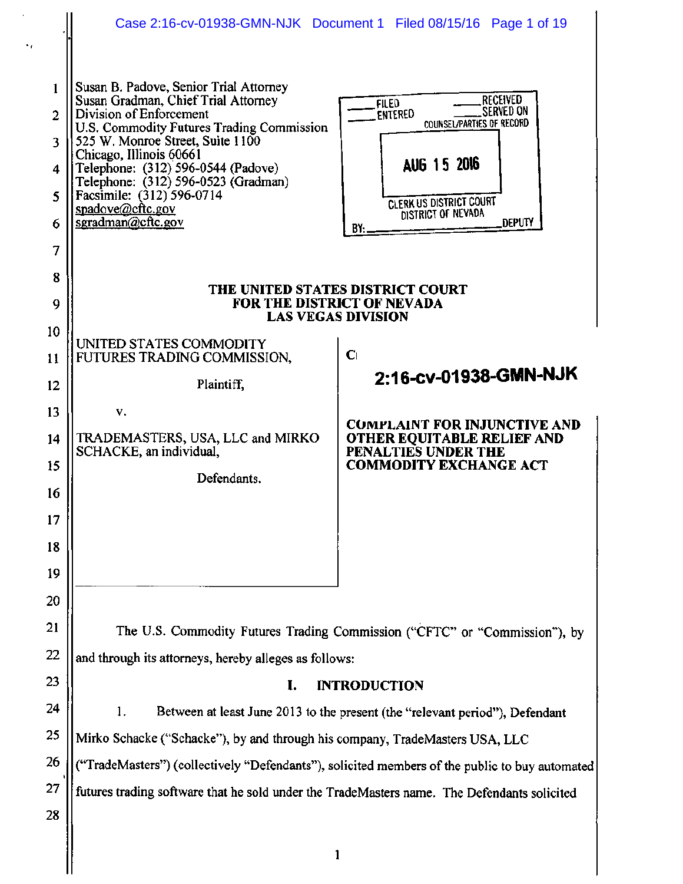Susan B. Padove, Senior Trial Attorney
Susan Gradman, Chief Trial Attorney
Division of Enforcement
U.S. Commodity Futures Trading Commission
525 W. Monroe Street, Suite 1100
Chicago, Illinois 60661
Telephone: (312) 596-0544 (Padove)
Telephone: (312) 596-0523 (Gradman)
Facsimile: (312) 596-0714
spadove@cftc.gov
sgradman@cftc.gov

FILED / ENTERED / RECEIVED / SERVED ON
COUNSEL/PARTIES OF RECORD

AUG 15 2016

CLERK US DISTRICT COURT
DISTRICT OF NEVADA
BY: ________ DEPUTY

**THE UNITED STATES DISTRICT COURT**
**FOR THE DISTRICT OF NEVADA**
**LAS VEGAS DIVISION**

UNITED STATES COMMODITY FUTURES TRADING COMMISSION,

Plaintiff,

v.

TRADEMASTERS, USA, LLC and MIRKO SCHACKE, an individual,

Defendants.

C

**2:16-cv-01938-GMN-NJK**

**COMPLAINT FOR INJUNCTIVE AND OTHER EQUITABLE RELIEF AND PENALTIES UNDER THE COMMODITY EXCHANGE ACT**

The U.S. Commodity Futures Trading Commission ("CFTC" or "Commission"), by and through its attorneys, hereby alleges as follows:

## I. INTRODUCTION

1. Between at least June 2013 to the present (the "relevant period"), Defendant Mirko Schacke ("Schacke"), by and through his company, TradeMasters USA, LLC ("TradeMasters") (collectively "Defendants"), solicited members of the public to buy automated futures trading software that he sold under the TradeMasters name. The Defendants solicited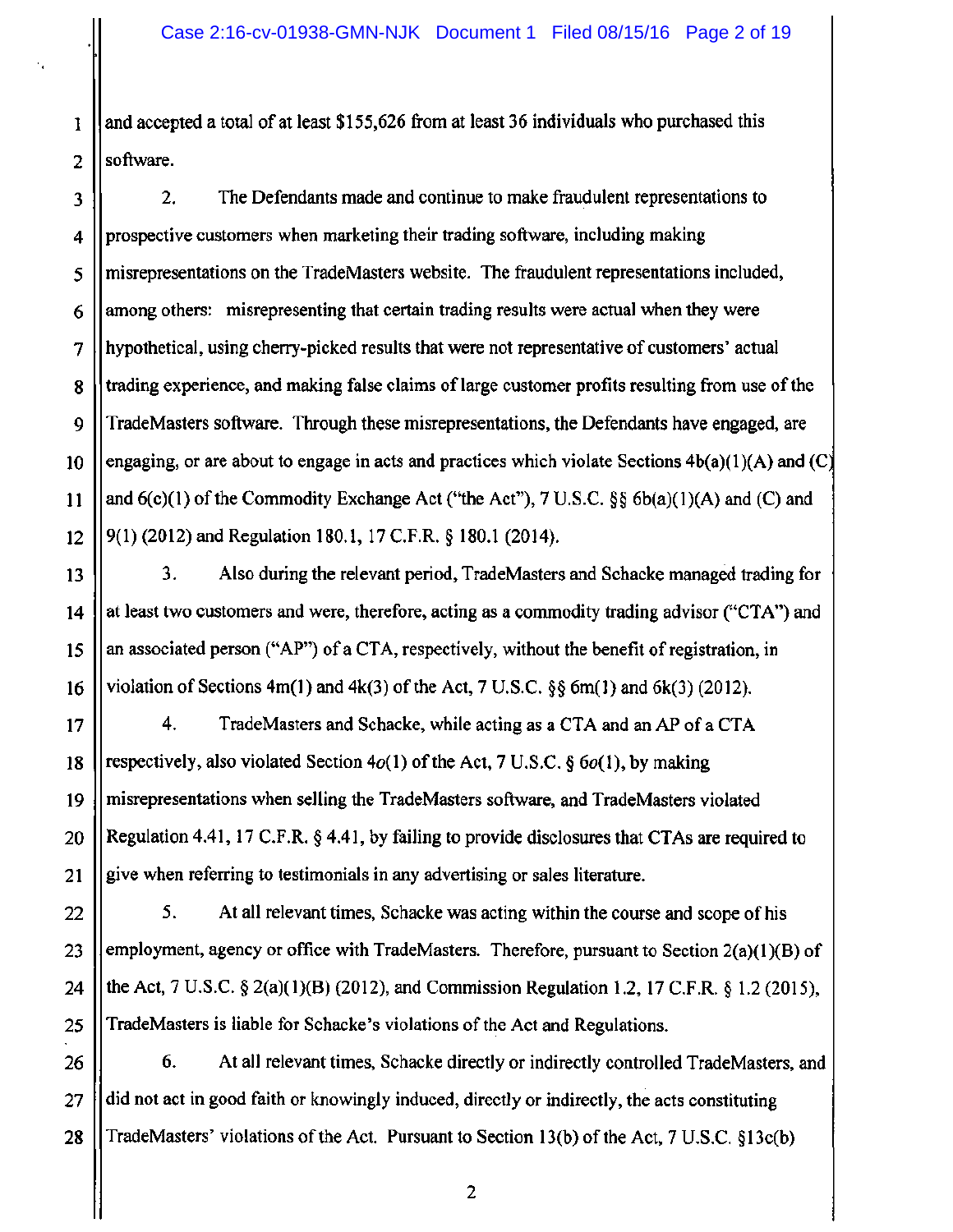and accepted a total of at least $155,626 from at least 36 individuals who purchased this software.

2. The Defendants made and continue to make fraudulent representations to prospective customers when marketing their trading software, including making misrepresentations on the TradeMasters website. The fraudulent representations included, among others: misrepresenting that certain trading results were actual when they were hypothetical, using cherry-picked results that were not representative of customers' actual trading experience, and making false claims of large customer profits resulting from use of the TradeMasters software. Through these misrepresentations, the Defendants have engaged, are engaging, or are about to engage in acts and practices which violate Sections 4b(a)(1)(A) and (C) and 6(c)(1) of the Commodity Exchange Act ("the Act"), 7 U.S.C. §§ 6b(a)(1)(A) and (C) and 9(1) (2012) and Regulation 180.1, 17 C.F.R. § 180.1 (2014).

3. Also during the relevant period, TradeMasters and Schacke managed trading for at least two customers and were, therefore, acting as a commodity trading advisor ("CTA") and an associated person ("AP") of a CTA, respectively, without the benefit of registration, in violation of Sections 4m(1) and 4k(3) of the Act, 7 U.S.C. §§ 6m(1) and 6k(3) (2012).

4. TradeMasters and Schacke, while acting as a CTA and an AP of a CTA respectively, also violated Section 4*o*(1) of the Act, 7 U.S.C. § 6*o*(1), by making misrepresentations when selling the TradeMasters software, and TradeMasters violated Regulation 4.41, 17 C.F.R. § 4.41, by failing to provide disclosures that CTAs are required to give when referring to testimonials in any advertising or sales literature.

5. At all relevant times, Schacke was acting within the course and scope of his employment, agency or office with TradeMasters. Therefore, pursuant to Section 2(a)(1)(B) of the Act, 7 U.S.C. § 2(a)(1)(B) (2012), and Commission Regulation 1.2, 17 C.F.R. § 1.2 (2015), TradeMasters is liable for Schacke's violations of the Act and Regulations.

6. At all relevant times, Schacke directly or indirectly controlled TradeMasters, and did not act in good faith or knowingly induced, directly or indirectly, the acts constituting TradeMasters' violations of the Act. Pursuant to Section 13(b) of the Act, 7 U.S.C. §13c(b)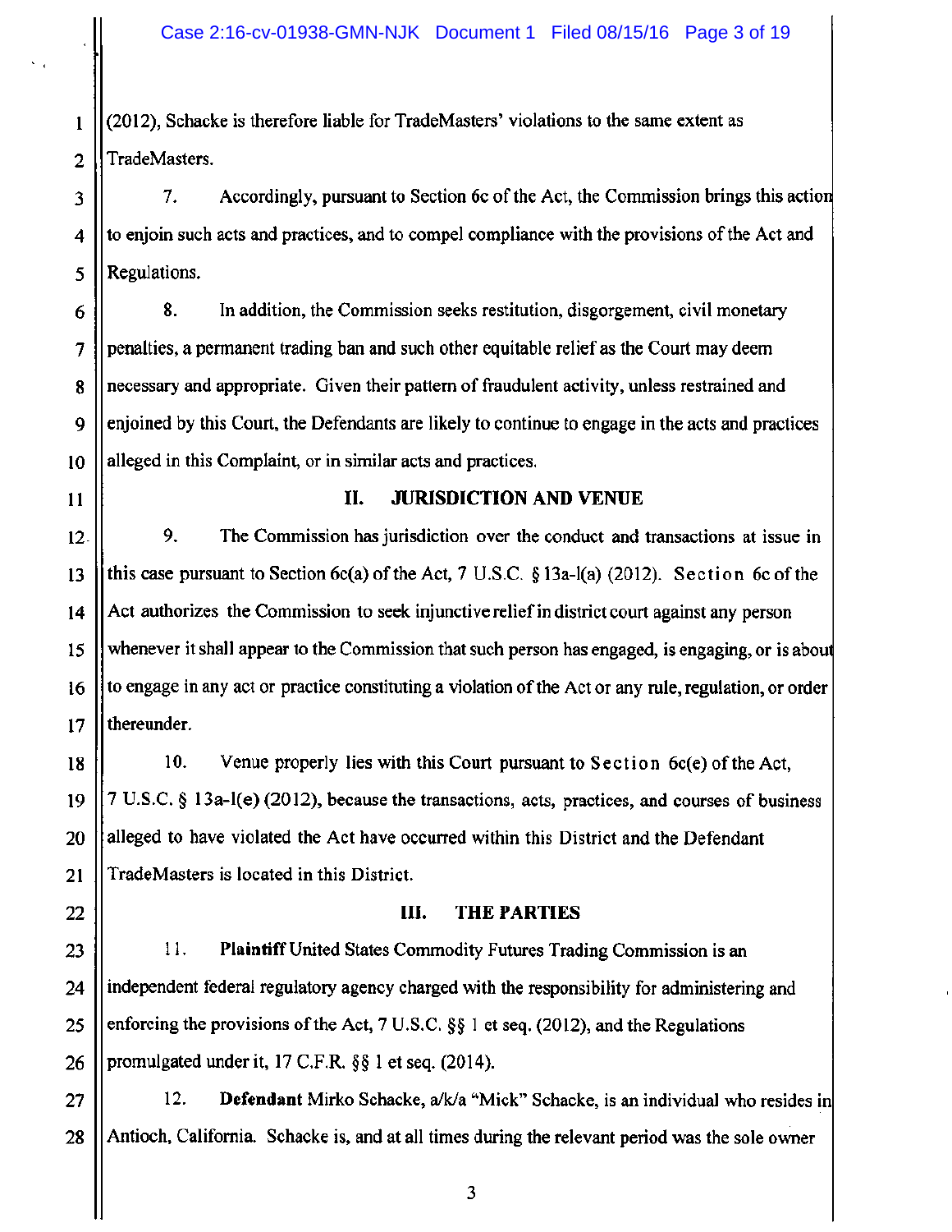(2012), Schacke is therefore liable for TradeMasters' violations to the same extent as TradeMasters.

7. Accordingly, pursuant to Section 6c of the Act, the Commission brings this action to enjoin such acts and practices, and to compel compliance with the provisions of the Act and Regulations.

8. In addition, the Commission seeks restitution, disgorgement, civil monetary penalties, a permanent trading ban and such other equitable relief as the Court may deem necessary and appropriate. Given their pattern of fraudulent activity, unless restrained and enjoined by this Court, the Defendants are likely to continue to engage in the acts and practices alleged in this Complaint, or in similar acts and practices.

## II. JURISDICTION AND VENUE

9. The Commission has jurisdiction over the conduct and transactions at issue in this case pursuant to Section 6c(a) of the Act, 7 U.S.C. § 13a-l(a) (2012). Section 6c of the Act authorizes the Commission to seek injunctive relief in district court against any person whenever it shall appear to the Commission that such person has engaged, is engaging, or is about to engage in any act or practice constituting a violation of the Act or any rule, regulation, or order thereunder.

10. Venue properly lies with this Court pursuant to Section 6c(e) of the Act, 7 U.S.C. § 13a-l(e) (2012), because the transactions, acts, practices, and courses of business alleged to have violated the Act have occurred within this District and the Defendant TradeMasters is located in this District.

## III. THE PARTIES

11. **Plaintiff** United States Commodity Futures Trading Commission is an independent federal regulatory agency charged with the responsibility for administering and enforcing the provisions of the Act, 7 U.S.C. §§ 1 et seq. (2012), and the Regulations promulgated under it, 17 C.F.R. §§ 1 et seq. (2014).

12. **Defendant** Mirko Schacke, a/k/a "Mick" Schacke, is an individual who resides in Antioch, California. Schacke is, and at all times during the relevant period was the sole owner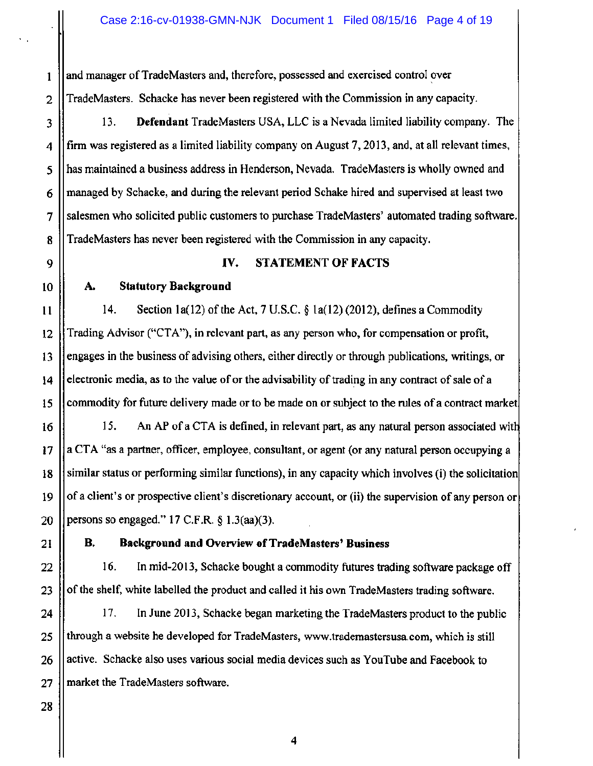and manager of TradeMasters and, therefore, possessed and exercised control over TradeMasters. Schacke has never been registered with the Commission in any capacity.

13. **Defendant** TradeMasters USA, LLC is a Nevada limited liability company. The firm was registered as a limited liability company on August 7, 2013, and, at all relevant times, has maintained a business address in Henderson, Nevada. TradeMasters is wholly owned and managed by Schacke, and during the relevant period Schake hired and supervised at least two salesmen who solicited public customers to purchase TradeMasters' automated trading software. TradeMasters has never been registered with the Commission in any capacity.

## IV. STATEMENT OF FACTS

### A. Statutory Background

14. Section 1a(12) of the Act, 7 U.S.C. § 1a(12) (2012), defines a Commodity Trading Advisor ("CTA"), in relevant part, as any person who, for compensation or profit, engages in the business of advising others, either directly or through publications, writings, or electronic media, as to the value of or the advisability of trading in any contract of sale of a commodity for future delivery made or to be made on or subject to the rules of a contract market.

15. An AP of a CTA is defined, in relevant part, as any natural person associated with a CTA "as a partner, officer, employee, consultant, or agent (or any natural person occupying a similar status or performing similar functions), in any capacity which involves (i) the solicitation of a client's or prospective client's discretionary account, or (ii) the supervision of any person or persons so engaged." 17 C.F.R. § 1.3(aa)(3).

### B. Background and Overview of TradeMasters' Business

16. In mid-2013, Schacke bought a commodity futures trading software package off of the shelf, white labelled the product and called it his own TradeMasters trading software.

17. In June 2013, Schacke began marketing the TradeMasters product to the public through a website he developed for TradeMasters, www.trademastersusa.com, which is still active. Schacke also uses various social media devices such as YouTube and Facebook to market the TradeMasters software.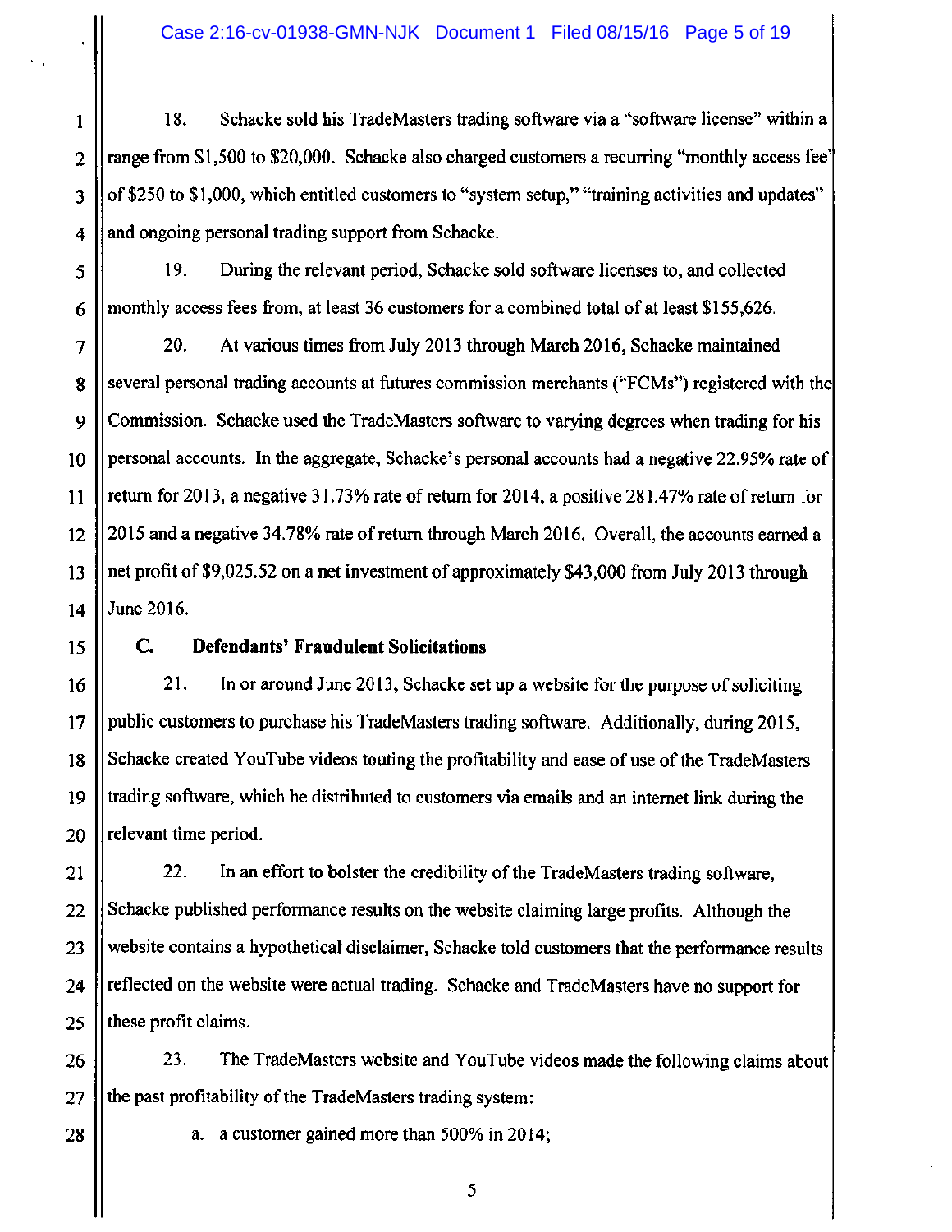18. Schacke sold his TradeMasters trading software via a "software license" within a range from $1,500 to $20,000. Schacke also charged customers a recurring "monthly access fee" of $250 to $1,000, which entitled customers to "system setup," "training activities and updates" and ongoing personal trading support from Schacke.

19. During the relevant period, Schacke sold software licenses to, and collected monthly access fees from, at least 36 customers for a combined total of at least $155,626.

20. At various times from July 2013 through March 2016, Schacke maintained several personal trading accounts at futures commission merchants ("FCMs") registered with the Commission. Schacke used the TradeMasters software to varying degrees when trading for his personal accounts. In the aggregate, Schacke's personal accounts had a negative 22.95% rate of return for 2013, a negative 31.73% rate of return for 2014, a positive 281.47% rate of return for 2015 and a negative 34.78% rate of return through March 2016. Overall, the accounts earned a net profit of $9,025.52 on a net investment of approximately $43,000 from July 2013 through June 2016.

### C. Defendants' Fraudulent Solicitations

21. In or around June 2013, Schacke set up a website for the purpose of soliciting public customers to purchase his TradeMasters trading software. Additionally, during 2015, Schacke created YouTube videos touting the profitability and ease of use of the TradeMasters trading software, which he distributed to customers via emails and an internet link during the relevant time period.

22. In an effort to bolster the credibility of the TradeMasters trading software, Schacke published performance results on the website claiming large profits. Although the website contains a hypothetical disclaimer, Schacke told customers that the performance results reflected on the website were actual trading. Schacke and TradeMasters have no support for these profit claims.

23. The TradeMasters website and YouTube videos made the following claims about the past profitability of the TradeMasters trading system:

a. a customer gained more than 500% in 2014;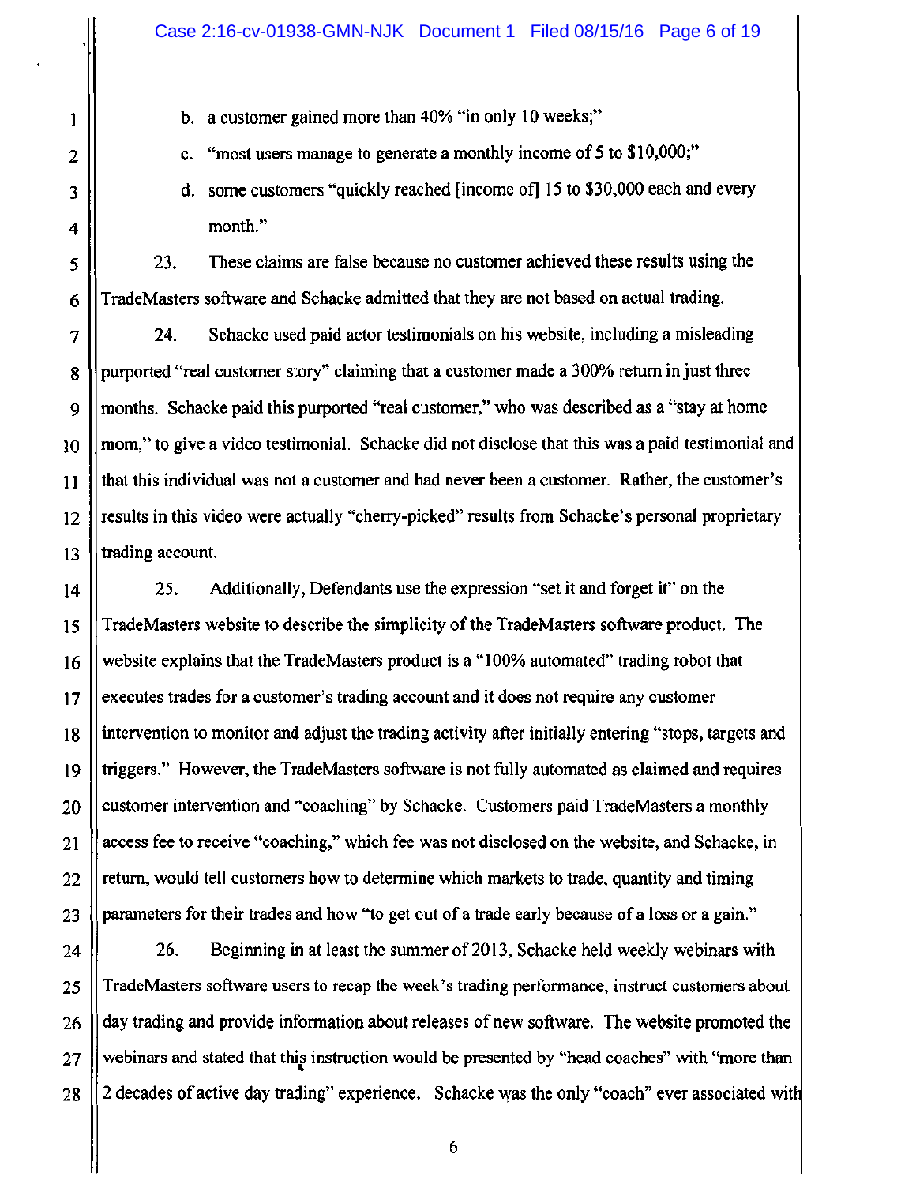b. a customer gained more than 40% "in only 10 weeks;"

c. "most users manage to generate a monthly income of 5 to $10,000;"

d. some customers "quickly reached [income of] 15 to $30,000 each and every month."

23. These claims are false because no customer achieved these results using the TradeMasters software and Schacke admitted that they are not based on actual trading.

24. Schacke used paid actor testimonials on his website, including a misleading purported "real customer story" claiming that a customer made a 300% return in just three months. Schacke paid this purported "real customer," who was described as a "stay at home mom," to give a video testimonial. Schacke did not disclose that this was a paid testimonial and that this individual was not a customer and had never been a customer. Rather, the customer's results in this video were actually "cherry-picked" results from Schacke's personal proprietary trading account.

25. Additionally, Defendants use the expression "set it and forget it" on the TradeMasters website to describe the simplicity of the TradeMasters software product. The website explains that the TradeMasters product is a "100% automated" trading robot that executes trades for a customer's trading account and it does not require any customer intervention to monitor and adjust the trading activity after initially entering "stops, targets and triggers." However, the TradeMasters software is not fully automated as claimed and requires customer intervention and "coaching" by Schacke. Customers paid TradeMasters a monthly access fee to receive "coaching," which fee was not disclosed on the website, and Schacke, in return, would tell customers how to determine which markets to trade, quantity and timing parameters for their trades and how "to get out of a trade early because of a loss or a gain."

26. Beginning in at least the summer of 2013, Schacke held weekly webinars with TradeMasters software users to recap the week's trading performance, instruct customers about day trading and provide information about releases of new software. The website promoted the webinars and stated that this instruction would be presented by "head coaches" with "more than 2 decades of active day trading" experience. Schacke was the only "coach" ever associated with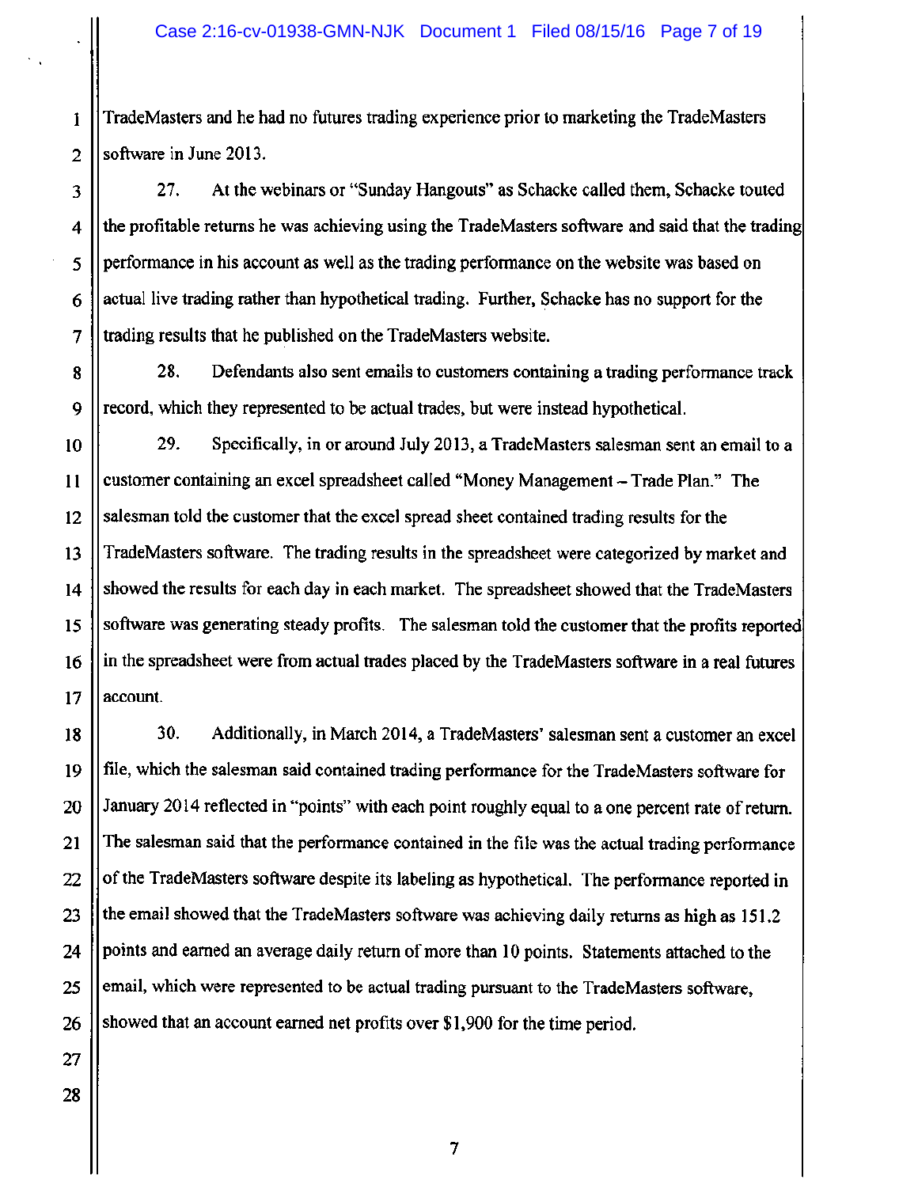TradeMasters and he had no futures trading experience prior to marketing the TradeMasters software in June 2013.

27. At the webinars or "Sunday Hangouts" as Schacke called them, Schacke touted the profitable returns he was achieving using the TradeMasters software and said that the trading performance in his account as well as the trading performance on the website was based on actual live trading rather than hypothetical trading. Further, Schacke has no support for the trading results that he published on the TradeMasters website.

28. Defendants also sent emails to customers containing a trading performance track record, which they represented to be actual trades, but were instead hypothetical.

29. Specifically, in or around July 2013, a TradeMasters salesman sent an email to a customer containing an excel spreadsheet called "Money Management – Trade Plan." The salesman told the customer that the excel spread sheet contained trading results for the TradeMasters software. The trading results in the spreadsheet were categorized by market and showed the results for each day in each market. The spreadsheet showed that the TradeMasters software was generating steady profits. The salesman told the customer that the profits reported in the spreadsheet were from actual trades placed by the TradeMasters software in a real futures account.

30. Additionally, in March 2014, a TradeMasters' salesman sent a customer an excel file, which the salesman said contained trading performance for the TradeMasters software for January 2014 reflected in "points" with each point roughly equal to a one percent rate of return. The salesman said that the performance contained in the file was the actual trading performance of the TradeMasters software despite its labeling as hypothetical. The performance reported in the email showed that the TradeMasters software was achieving daily returns as high as 151.2 points and earned an average daily return of more than 10 points. Statements attached to the email, which were represented to be actual trading pursuant to the TradeMasters software, showed that an account earned net profits over $1,900 for the time period.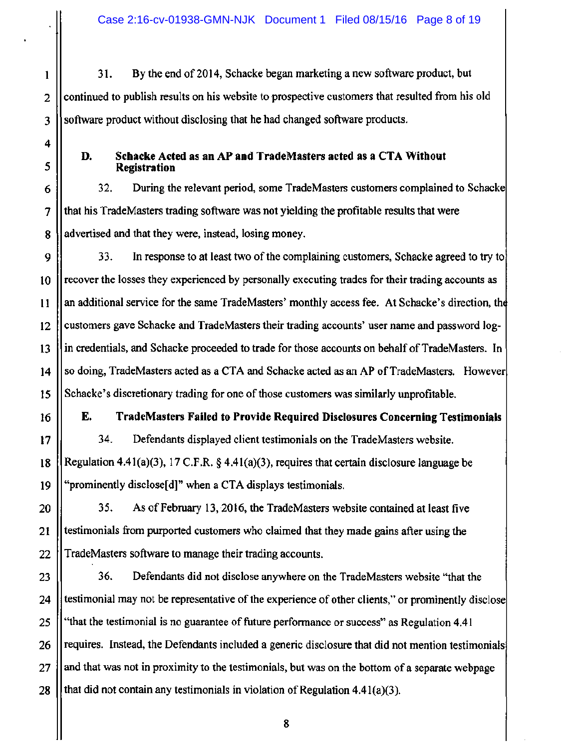31. By the end of 2014, Schacke began marketing a new software product, but continued to publish results on his website to prospective customers that resulted from his old software product without disclosing that he had changed software products.

### D. Schacke Acted as an AP and TradeMasters acted as a CTA Without Registration

32. During the relevant period, some TradeMasters customers complained to Schacke that his TradeMasters trading software was not yielding the profitable results that were advertised and that they were, instead, losing money.

33. In response to at least two of the complaining customers, Schacke agreed to try to recover the losses they experienced by personally executing trades for their trading accounts as an additional service for the same TradeMasters' monthly access fee. At Schacke's direction, the customers gave Schacke and TradeMasters their trading accounts' user name and password log-in credentials, and Schacke proceeded to trade for those accounts on behalf of TradeMasters. In so doing, TradeMasters acted as a CTA and Schacke acted as an AP of TradeMasters. However, Schacke's discretionary trading for one of those customers was similarly unprofitable.

### E. TradeMasters Failed to Provide Required Disclosures Concerning Testimonials

34. Defendants displayed client testimonials on the TradeMasters website. Regulation 4.41(a)(3), 17 C.F.R. § 4.41(a)(3), requires that certain disclosure language be "prominently disclose[d]" when a CTA displays testimonials.

35. As of February 13, 2016, the TradeMasters website contained at least five testimonials from purported customers who claimed that they made gains after using the TradeMasters software to manage their trading accounts.

36. Defendants did not disclose anywhere on the TradeMasters website "that the testimonial may not be representative of the experience of other clients," or prominently disclose "that the testimonial is no guarantee of future performance or success" as Regulation 4.41 requires. Instead, the Defendants included a generic disclosure that did not mention testimonials and that was not in proximity to the testimonials, but was on the bottom of a separate webpage that did not contain any testimonials in violation of Regulation 4.41(a)(3).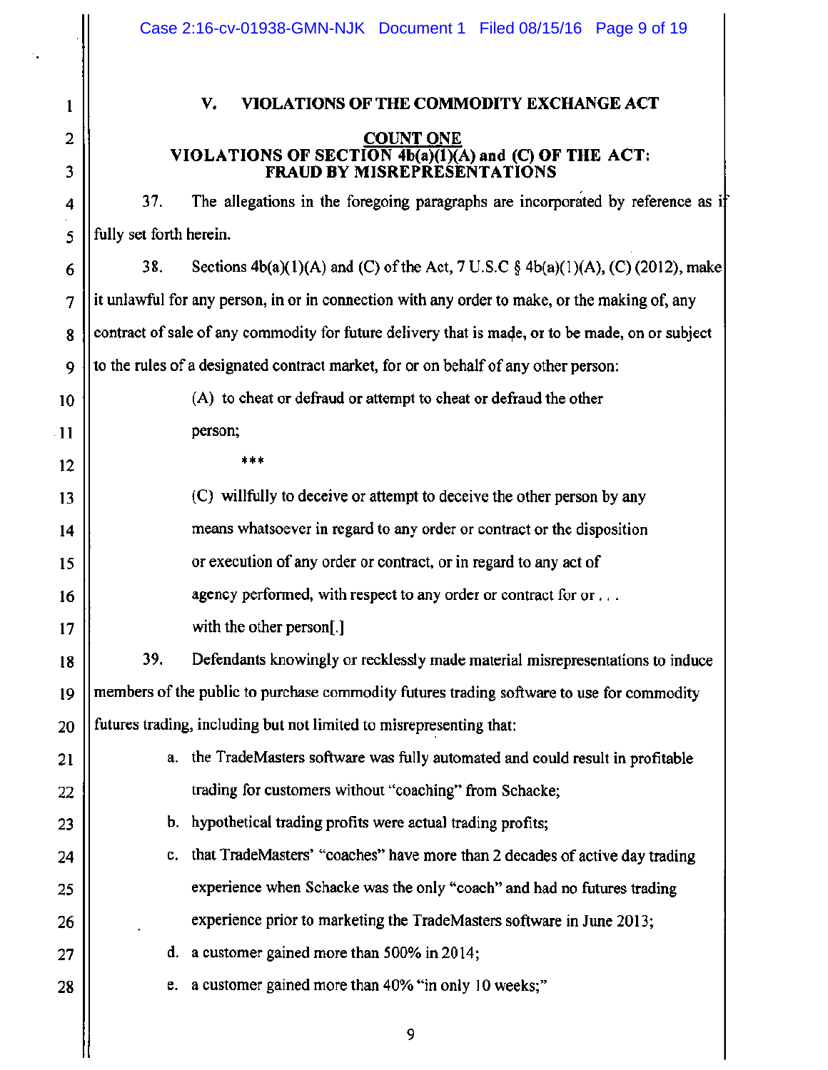## V. VIOLATIONS OF THE COMMODITY EXCHANGE ACT

### COUNT ONE
### VIOLATIONS OF SECTION 4b(a)(1)(A) and (C) OF THE ACT: FRAUD BY MISREPRESENTATIONS

37. The allegations in the foregoing paragraphs are incorporated by reference as if fully set forth herein.

38. Sections 4b(a)(1)(A) and (C) of the Act, 7 U.S.C § 4b(a)(1)(A), (C) (2012), make it unlawful for any person, in or in connection with any order to make, or the making of, any contract of sale of any commodity for future delivery that is made, or to be made, on or subject to the rules of a designated contract market, for or on behalf of any other person:

> (A) to cheat or defraud or attempt to cheat or defraud the other person;
>
> ***
>
> (C) willfully to deceive or attempt to deceive the other person by any means whatsoever in regard to any order or contract or the disposition or execution of any order or contract, or in regard to any act of agency performed, with respect to any order or contract for or . . . with the other person[.]

39. Defendants knowingly or recklessly made material misrepresentations to induce members of the public to purchase commodity futures trading software to use for commodity futures trading, including but not limited to misrepresenting that:

a. the TradeMasters software was fully automated and could result in profitable trading for customers without "coaching" from Schacke;

b. hypothetical trading profits were actual trading profits;

c. that TradeMasters' "coaches" have more than 2 decades of active day trading experience when Schacke was the only "coach" and had no futures trading experience prior to marketing the TradeMasters software in June 2013;

d. a customer gained more than 500% in 2014;

e. a customer gained more than 40% "in only 10 weeks;"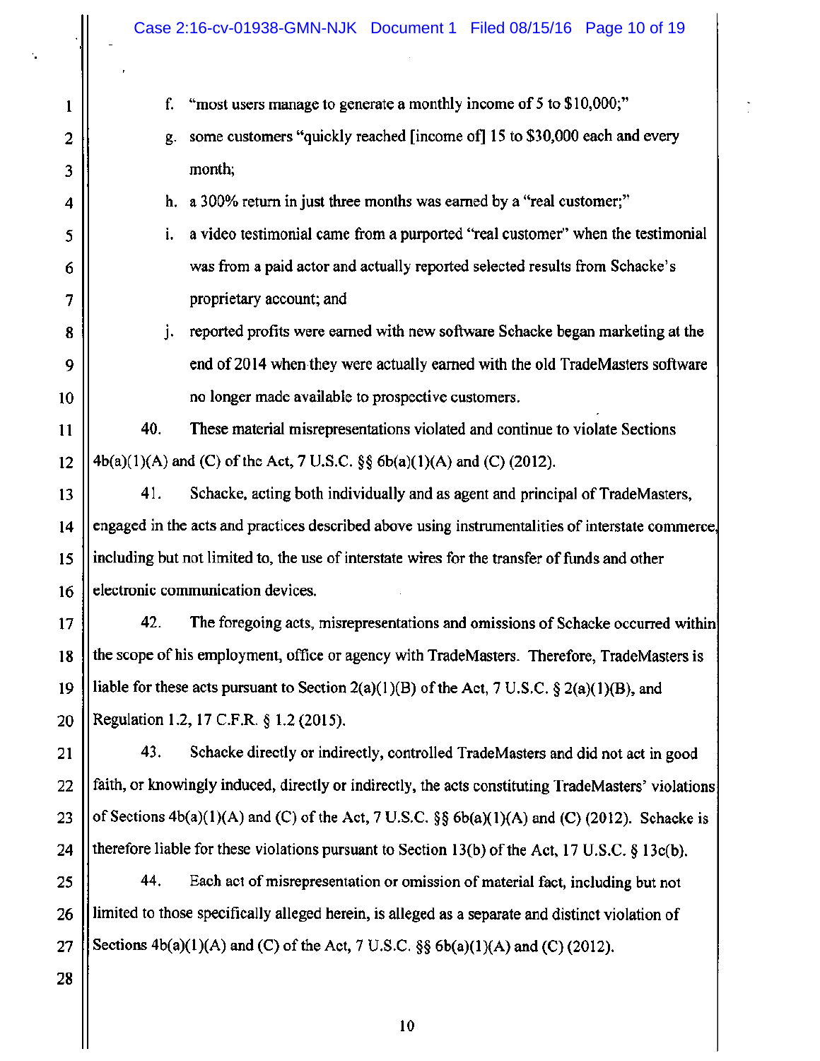f. "most users manage to generate a monthly income of 5 to $10,000;"

g. some customers "quickly reached [income of] 15 to $30,000 each and every month;

h. a 300% return in just three months was earned by a "real customer;"

i. a video testimonial came from a purported "real customer" when the testimonial was from a paid actor and actually reported selected results from Schacke's proprietary account; and

j. reported profits were earned with new software Schacke began marketing at the end of 2014 when they were actually earned with the old TradeMasters software no longer made available to prospective customers.

40. These material misrepresentations violated and continue to violate Sections 4b(a)(1)(A) and (C) of the Act, 7 U.S.C. §§ 6b(a)(1)(A) and (C) (2012).

41. Schacke, acting both individually and as agent and principal of TradeMasters, engaged in the acts and practices described above using instrumentalities of interstate commerce, including but not limited to, the use of interstate wires for the transfer of funds and other electronic communication devices.

42. The foregoing acts, misrepresentations and omissions of Schacke occurred within the scope of his employment, office or agency with TradeMasters. Therefore, TradeMasters is liable for these acts pursuant to Section 2(a)(1)(B) of the Act, 7 U.S.C. § 2(a)(1)(B), and Regulation 1.2, 17 C.F.R. § 1.2 (2015).

43. Schacke directly or indirectly, controlled TradeMasters and did not act in good faith, or knowingly induced, directly or indirectly, the acts constituting TradeMasters' violations of Sections 4b(a)(1)(A) and (C) of the Act, 7 U.S.C. §§ 6b(a)(1)(A) and (C) (2012). Schacke is therefore liable for these violations pursuant to Section 13(b) of the Act, 17 U.S.C. § 13c(b).

44. Each act of misrepresentation or omission of material fact, including but not limited to those specifically alleged herein, is alleged as a separate and distinct violation of Sections 4b(a)(1)(A) and (C) of the Act, 7 U.S.C. §§ 6b(a)(1)(A) and (C) (2012).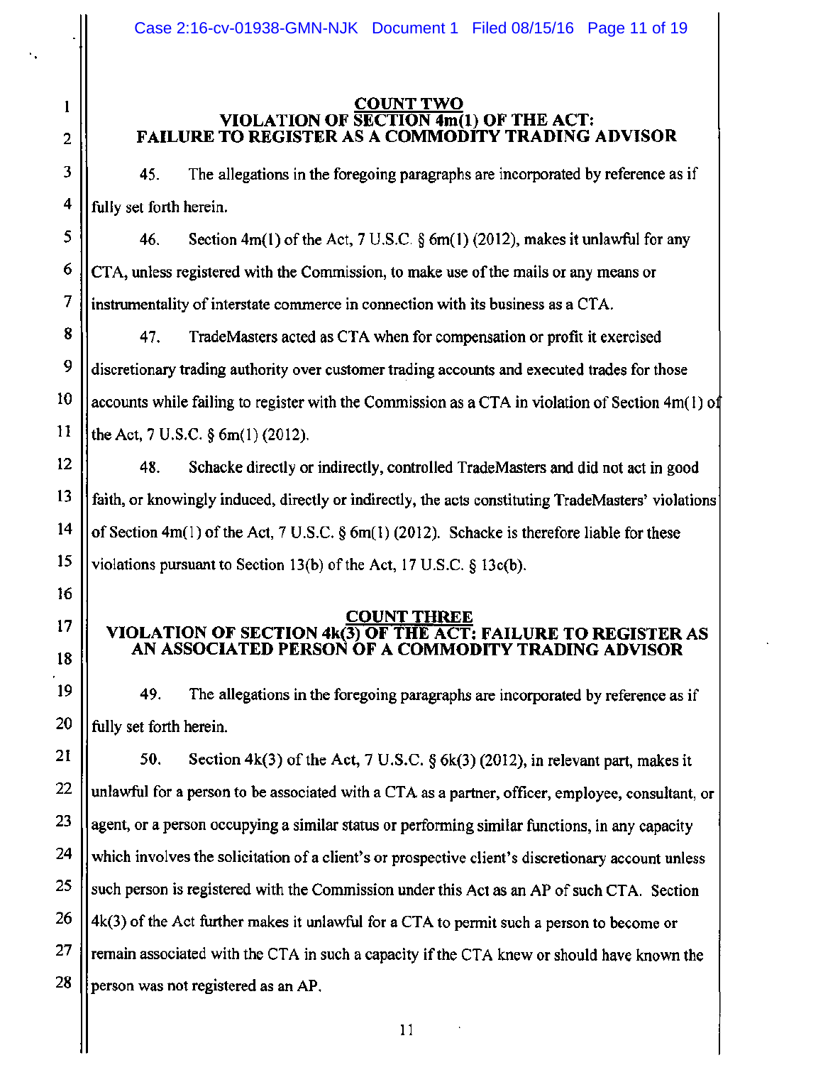## COUNT TWO
## VIOLATION OF SECTION 4m(1) OF THE ACT: FAILURE TO REGISTER AS A COMMODITY TRADING ADVISOR

45. The allegations in the foregoing paragraphs are incorporated by reference as if fully set forth herein.

46. Section 4m(1) of the Act, 7 U.S.C. § 6m(1) (2012), makes it unlawful for any CTA, unless registered with the Commission, to make use of the mails or any means or instrumentality of interstate commerce in connection with its business as a CTA.

47. TradeMasters acted as CTA when for compensation or profit it exercised discretionary trading authority over customer trading accounts and executed trades for those accounts while failing to register with the Commission as a CTA in violation of Section 4m(1) of the Act, 7 U.S.C. § 6m(1) (2012).

48. Schacke directly or indirectly, controlled TradeMasters and did not act in good faith, or knowingly induced, directly or indirectly, the acts constituting TradeMasters' violations of Section 4m(1) of the Act, 7 U.S.C. § 6m(1) (2012). Schacke is therefore liable for these violations pursuant to Section 13(b) of the Act, 17 U.S.C. § 13c(b).

## COUNT THREE
## VIOLATION OF SECTION 4k(3) OF THE ACT: FAILURE TO REGISTER AS AN ASSOCIATED PERSON OF A COMMODITY TRADING ADVISOR

49. The allegations in the foregoing paragraphs are incorporated by reference as if fully set forth herein.

50. Section 4k(3) of the Act, 7 U.S.C. § 6k(3) (2012), in relevant part, makes it unlawful for a person to be associated with a CTA as a partner, officer, employee, consultant, or agent, or a person occupying a similar status or performing similar functions, in any capacity which involves the solicitation of a client's or prospective client's discretionary account unless such person is registered with the Commission under this Act as an AP of such CTA. Section 4k(3) of the Act further makes it unlawful for a CTA to permit such a person to become or remain associated with the CTA in such a capacity if the CTA knew or should have known the person was not registered as an AP.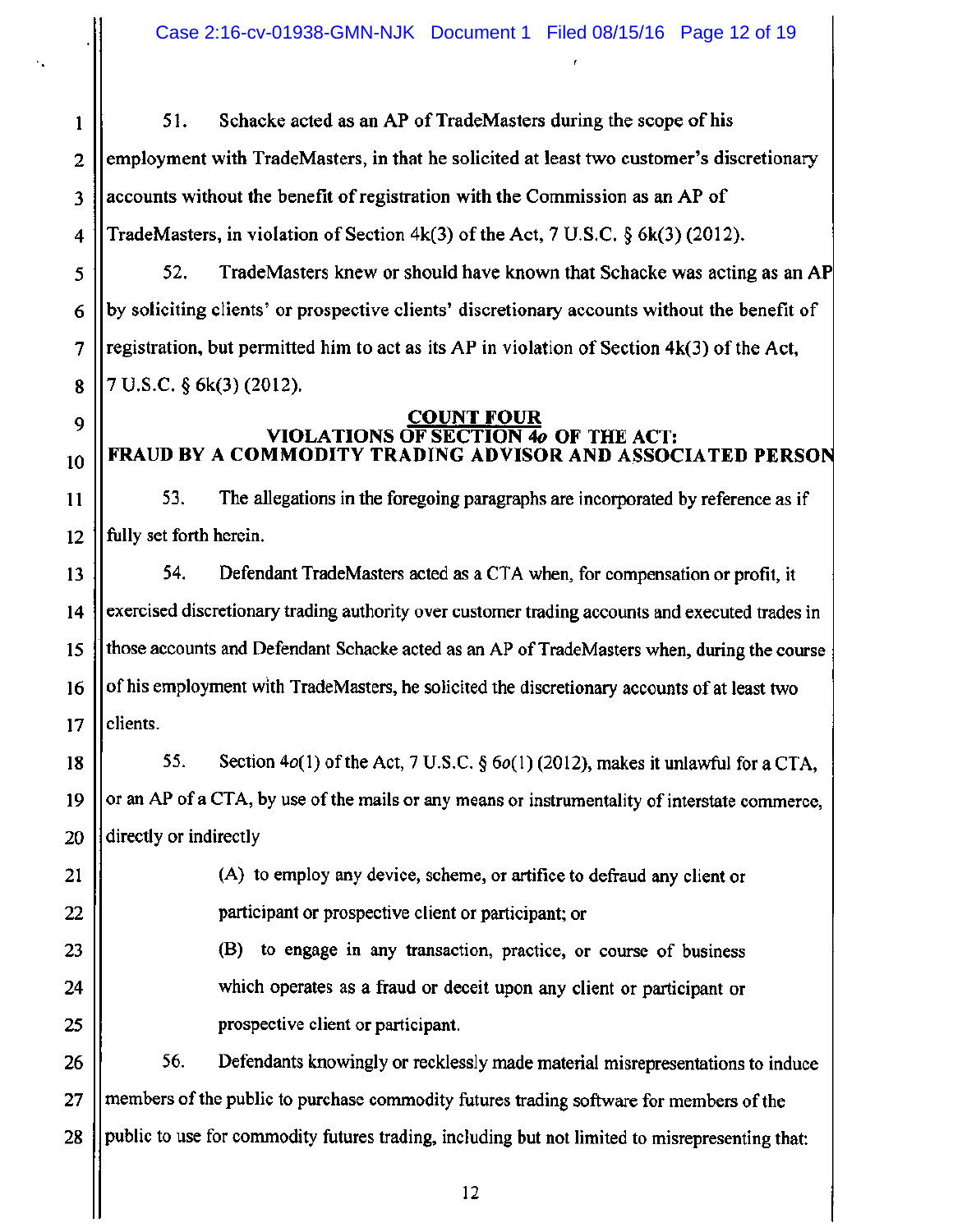51. Schacke acted as an AP of TradeMasters during the scope of his employment with TradeMasters, in that he solicited at least two customer's discretionary accounts without the benefit of registration with the Commission as an AP of TradeMasters, in violation of Section 4k(3) of the Act, 7 U.S.C. § 6k(3) (2012).

52. TradeMasters knew or should have known that Schacke was acting as an AP by soliciting clients' or prospective clients' discretionary accounts without the benefit of registration, but permitted him to act as its AP in violation of Section 4k(3) of the Act, 7 U.S.C. § 6k(3) (2012).

**COUNT FOUR**
**VIOLATIONS OF SECTION 4*o* OF THE ACT:**
**FRAUD BY A COMMODITY TRADING ADVISOR AND ASSOCIATED PERSON**

53. The allegations in the foregoing paragraphs are incorporated by reference as if fully set forth herein.

54. Defendant TradeMasters acted as a CTA when, for compensation or profit, it exercised discretionary trading authority over customer trading accounts and executed trades in those accounts and Defendant Schacke acted as an AP of TradeMasters when, during the course of his employment with TradeMasters, he solicited the discretionary accounts of at least two clients.

55. Section 4*o*(1) of the Act, 7 U.S.C. § 6*o*(1) (2012), makes it unlawful for a CTA, or an AP of a CTA, by use of the mails or any means or instrumentality of interstate commerce, directly or indirectly

> (A) to employ any device, scheme, or artifice to defraud any client or participant or prospective client or participant; or
>
> (B) to engage in any transaction, practice, or course of business which operates as a fraud or deceit upon any client or participant or prospective client or participant.

56. Defendants knowingly or recklessly made material misrepresentations to induce members of the public to purchase commodity futures trading software for members of the public to use for commodity futures trading, including but not limited to misrepresenting that: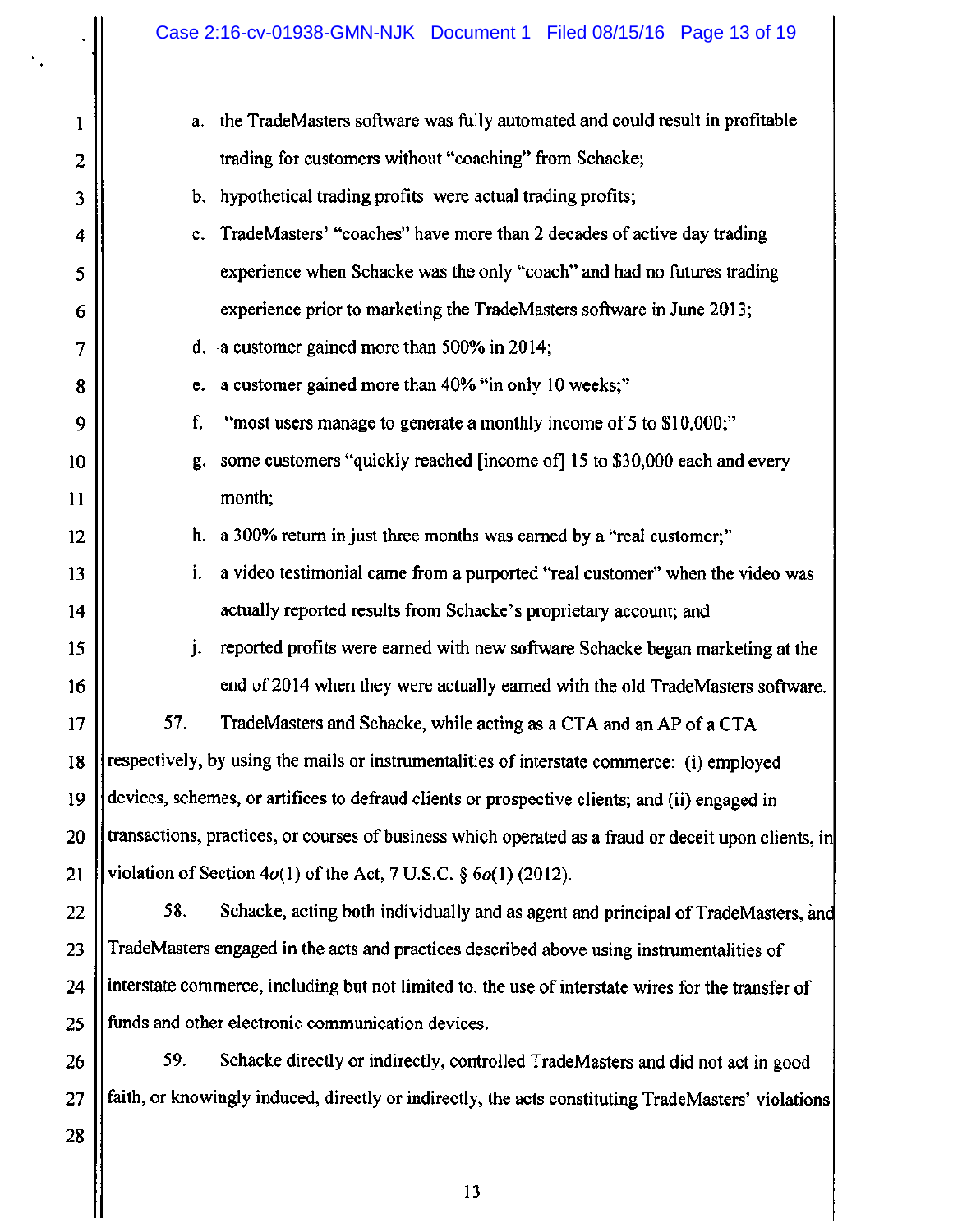a. the TradeMasters software was fully automated and could result in profitable trading for customers without "coaching" from Schacke;

b. hypothetical trading profits were actual trading profits;

c. TradeMasters' "coaches" have more than 2 decades of active day trading experience when Schacke was the only "coach" and had no futures trading experience prior to marketing the TradeMasters software in June 2013;

d. a customer gained more than 500% in 2014;

e. a customer gained more than 40% "in only 10 weeks;"

f. "most users manage to generate a monthly income of 5 to $10,000;"

g. some customers "quickly reached [income of] 15 to $30,000 each and every month;

h. a 300% return in just three months was earned by a "real customer;"

i. a video testimonial came from a purported "real customer" when the video was actually reported results from Schacke's proprietary account; and

j. reported profits were earned with new software Schacke began marketing at the end of 2014 when they were actually earned with the old TradeMasters software.

57. TradeMasters and Schacke, while acting as a CTA and an AP of a CTA respectively, by using the mails or instrumentalities of interstate commerce: (i) employed devices, schemes, or artifices to defraud clients or prospective clients; and (ii) engaged in transactions, practices, or courses of business which operated as a fraud or deceit upon clients, in violation of Section 4*o*(1) of the Act, 7 U.S.C. § 6*o*(1) (2012).

58. Schacke, acting both individually and as agent and principal of TradeMasters, and TradeMasters engaged in the acts and practices described above using instrumentalities of interstate commerce, including but not limited to, the use of interstate wires for the transfer of funds and other electronic communication devices.

59. Schacke directly or indirectly, controlled TradeMasters and did not act in good faith, or knowingly induced, directly or indirectly, the acts constituting TradeMasters' violations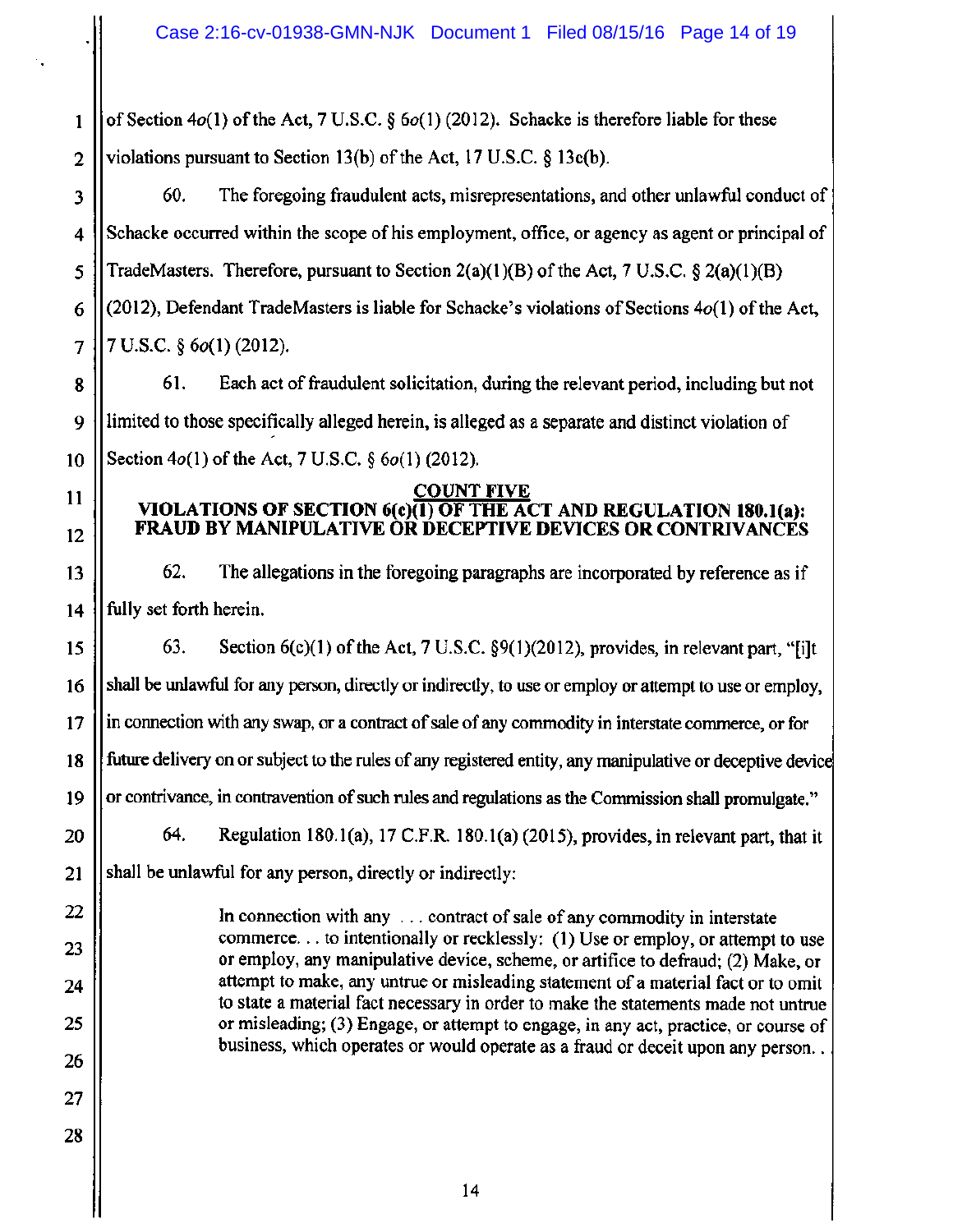of Section 4*o*(1) of the Act, 7 U.S.C. § 6*o*(1) (2012). Schacke is therefore liable for these violations pursuant to Section 13(b) of the Act, 17 U.S.C. § 13c(b).

60. The foregoing fraudulent acts, misrepresentations, and other unlawful conduct of Schacke occurred within the scope of his employment, office, or agency as agent or principal of TradeMasters. Therefore, pursuant to Section 2(a)(1)(B) of the Act, 7 U.S.C. § 2(a)(1)(B) (2012), Defendant TradeMasters is liable for Schacke's violations of Sections 4*o*(1) of the Act, 7 U.S.C. § 6*o*(1) (2012).

61. Each act of fraudulent solicitation, during the relevant period, including but not limited to those specifically alleged herein, is alleged as a separate and distinct violation of Section 4*o*(1) of the Act, 7 U.S.C. § 6*o*(1) (2012).

**COUNT FIVE**
**VIOLATIONS OF SECTION 6(c)(1) OF THE ACT AND REGULATION 180.1(a): FRAUD BY MANIPULATIVE OR DECEPTIVE DEVICES OR CONTRIVANCES**

62. The allegations in the foregoing paragraphs are incorporated by reference as if fully set forth herein.

63. Section 6(c)(1) of the Act, 7 U.S.C. §9(1)(2012), provides, in relevant part, "[i]t shall be unlawful for any person, directly or indirectly, to use or employ or attempt to use or employ, in connection with any swap, or a contract of sale of any commodity in interstate commerce, or for future delivery on or subject to the rules of any registered entity, any manipulative or deceptive device or contrivance, in contravention of such rules and regulations as the Commission shall promulgate."

64. Regulation 180.1(a), 17 C.F.R. 180.1(a) (2015), provides, in relevant part, that it shall be unlawful for any person, directly or indirectly:

> In connection with any . . . contract of sale of any commodity in interstate commerce. . . to intentionally or recklessly: (1) Use or employ, or attempt to use or employ, any manipulative device, scheme, or artifice to defraud; (2) Make, or attempt to make, any untrue or misleading statement of a material fact or to omit to state a material fact necessary in order to make the statements made not untrue or misleading; (3) Engage, or attempt to engage, in any act, practice, or course of business, which operates or would operate as a fraud or deceit upon any person. .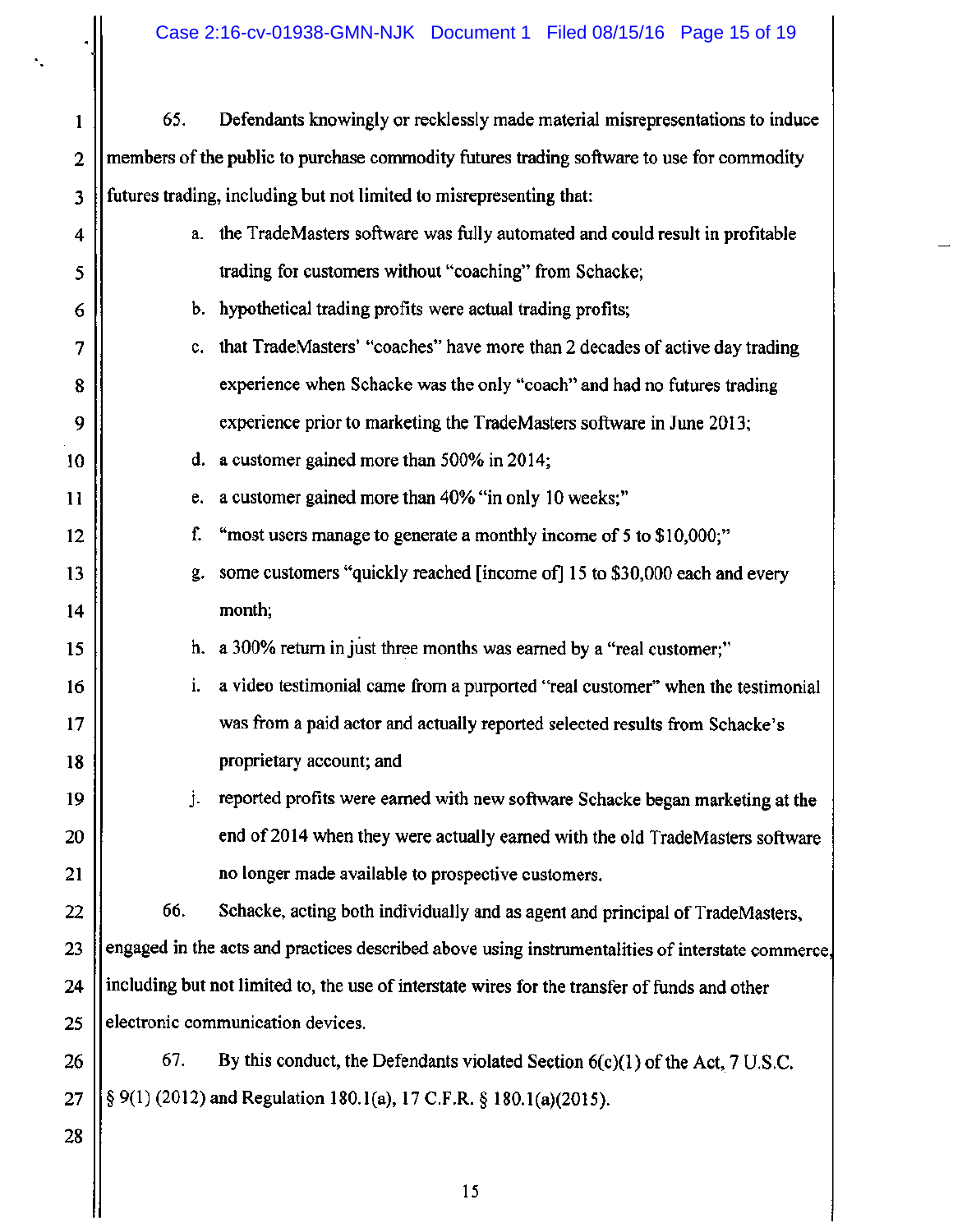65. Defendants knowingly or recklessly made material misrepresentations to induce members of the public to purchase commodity futures trading software to use for commodity futures trading, including but not limited to misrepresenting that:

a. the TradeMasters software was fully automated and could result in profitable trading for customers without "coaching" from Schacke;

b. hypothetical trading profits were actual trading profits;

c. that TradeMasters' "coaches" have more than 2 decades of active day trading experience when Schacke was the only "coach" and had no futures trading experience prior to marketing the TradeMasters software in June 2013;

d. a customer gained more than 500% in 2014;

e. a customer gained more than 40% "in only 10 weeks;"

f. "most users manage to generate a monthly income of 5 to $10,000;"

g. some customers "quickly reached [income of] 15 to $30,000 each and every month;

h. a 300% return in just three months was earned by a "real customer;"

i. a video testimonial came from a purported "real customer" when the testimonial was from a paid actor and actually reported selected results from Schacke's proprietary account; and

j. reported profits were earned with new software Schacke began marketing at the end of 2014 when they were actually earned with the old TradeMasters software no longer made available to prospective customers.

66. Schacke, acting both individually and as agent and principal of TradeMasters, engaged in the acts and practices described above using instrumentalities of interstate commerce, including but not limited to, the use of interstate wires for the transfer of funds and other electronic communication devices.

67. By this conduct, the Defendants violated Section 6(c)(1) of the Act, 7 U.S.C. § 9(1) (2012) and Regulation 180.1(a), 17 C.F.R. § 180.1(a)(2015).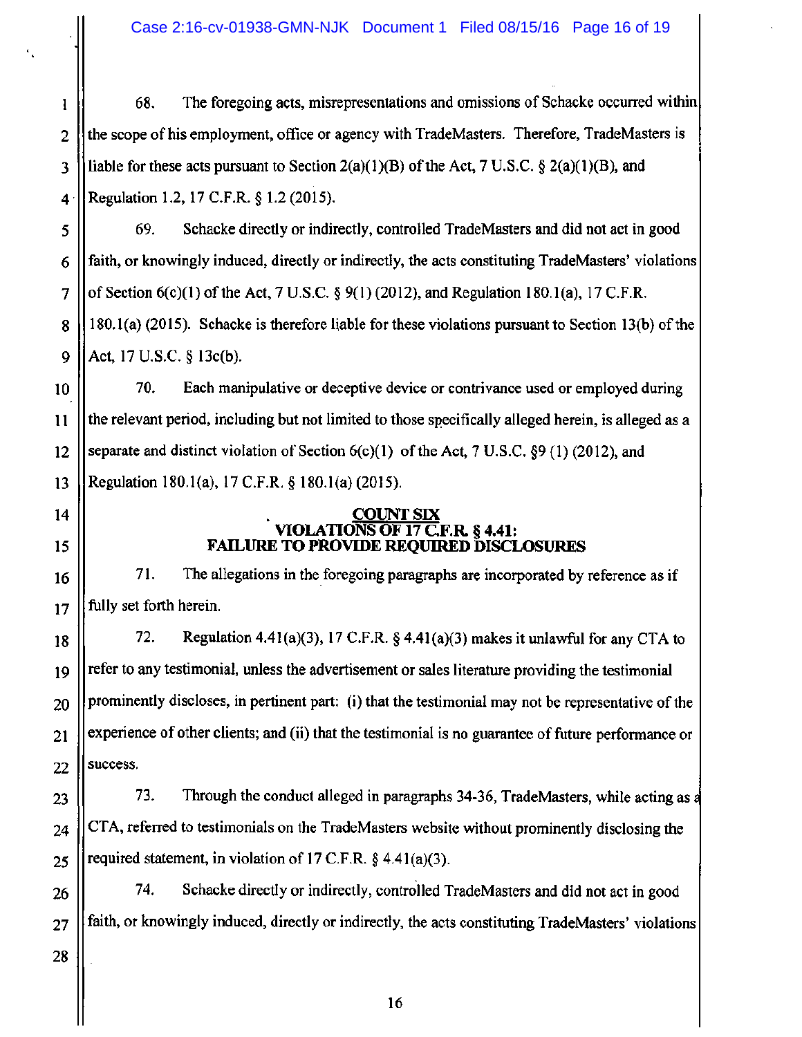68. The foregoing acts, misrepresentations and omissions of Schacke occurred within the scope of his employment, office or agency with TradeMasters. Therefore, TradeMasters is liable for these acts pursuant to Section 2(a)(1)(B) of the Act, 7 U.S.C. § 2(a)(1)(B), and Regulation 1.2, 17 C.F.R. § 1.2 (2015).

69. Schacke directly or indirectly, controlled TradeMasters and did not act in good faith, or knowingly induced, directly or indirectly, the acts constituting TradeMasters' violations of Section 6(c)(1) of the Act, 7 U.S.C. § 9(1) (2012), and Regulation 180.1(a), 17 C.F.R. 180.1(a) (2015). Schacke is therefore liable for these violations pursuant to Section 13(b) of the Act, 17 U.S.C. § 13c(b).

70. Each manipulative or deceptive device or contrivance used or employed during the relevant period, including but not limited to those specifically alleged herein, is alleged as a separate and distinct violation of Section 6(c)(1) of the Act, 7 U.S.C. §9 (1) (2012), and Regulation 180.1(a), 17 C.F.R. § 180.1(a) (2015).

## COUNT SIX
## VIOLATIONS OF 17 C.F.R. § 4.41: FAILURE TO PROVIDE REQUIRED DISCLOSURES

71. The allegations in the foregoing paragraphs are incorporated by reference as if fully set forth herein.

72. Regulation 4.41(a)(3), 17 C.F.R. § 4.41(a)(3) makes it unlawful for any CTA to refer to any testimonial, unless the advertisement or sales literature providing the testimonial prominently discloses, in pertinent part: (i) that the testimonial may not be representative of the experience of other clients; and (ii) that the testimonial is no guarantee of future performance or success.

73. Through the conduct alleged in paragraphs 34-36, TradeMasters, while acting as a CTA, referred to testimonials on the TradeMasters website without prominently disclosing the required statement, in violation of 17 C.F.R. § 4.41(a)(3).

74. Schacke directly or indirectly, controlled TradeMasters and did not act in good faith, or knowingly induced, directly or indirectly, the acts constituting TradeMasters' violations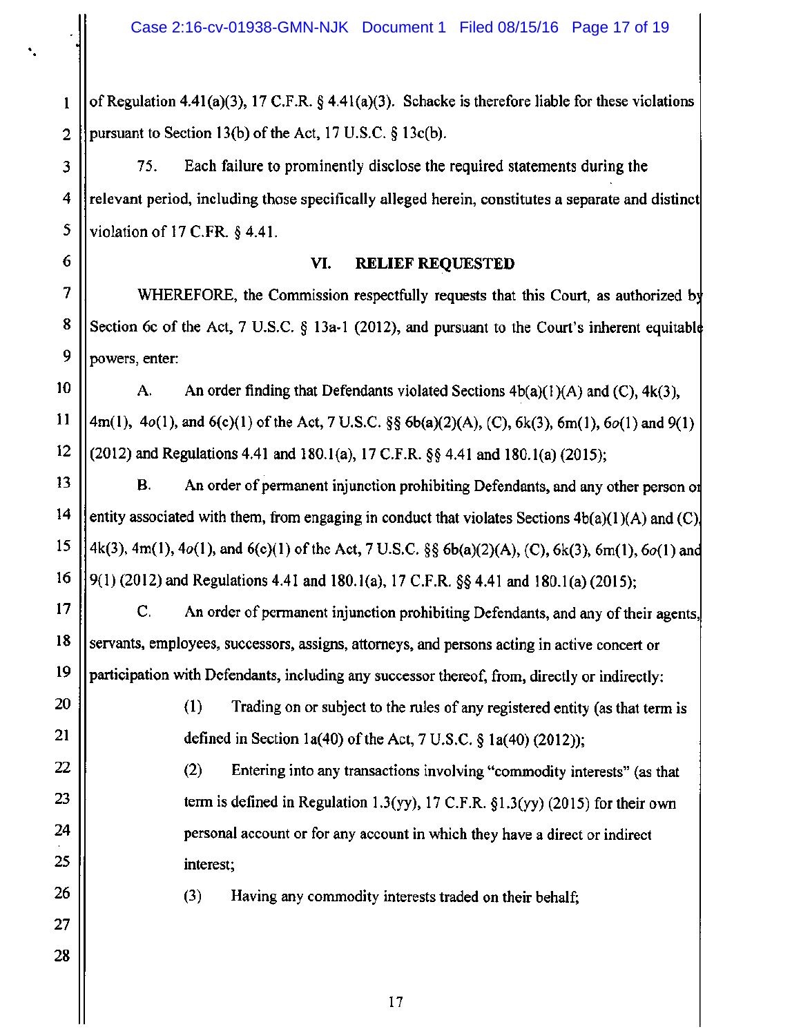of Regulation 4.41(a)(3), 17 C.F.R. § 4.41(a)(3). Schacke is therefore liable for these violations pursuant to Section 13(b) of the Act, 17 U.S.C. § 13c(b).

75. Each failure to prominently disclose the required statements during the relevant period, including those specifically alleged herein, constitutes a separate and distinct violation of 17 C.FR. § 4.41.

## VI. RELIEF REQUESTED

WHEREFORE, the Commission respectfully requests that this Court, as authorized by Section 6c of the Act, 7 U.S.C. § 13a-1 (2012), and pursuant to the Court's inherent equitable powers, enter:

A. An order finding that Defendants violated Sections 4b(a)(1)(A) and (C), 4k(3), 4m(1), 4*o*(1), and 6(c)(1) of the Act, 7 U.S.C. §§ 6b(a)(2)(A), (C), 6k(3), 6m(1), 6*o*(1) and 9(1) (2012) and Regulations 4.41 and 180.1(a), 17 C.F.R. §§ 4.41 and 180.1(a) (2015);

B. An order of permanent injunction prohibiting Defendants, and any other person or entity associated with them, from engaging in conduct that violates Sections 4b(a)(1)(A) and (C), 4k(3), 4m(1), 4*o*(1), and 6(c)(1) of the Act, 7 U.S.C. §§ 6b(a)(2)(A), (C), 6k(3), 6m(1), 6*o*(1) and 9(1) (2012) and Regulations 4.41 and 180.1(a), 17 C.F.R. §§ 4.41 and 180.1(a) (2015);

C. An order of permanent injunction prohibiting Defendants, and any of their agents, servants, employees, successors, assigns, attorneys, and persons acting in active concert or participation with Defendants, including any successor thereof, from, directly or indirectly:

(1) Trading on or subject to the rules of any registered entity (as that term is defined in Section 1a(40) of the Act, 7 U.S.C. § 1a(40) (2012));

(2) Entering into any transactions involving "commodity interests" (as that term is defined in Regulation 1.3(yy), 17 C.F.R. §1.3(yy) (2015) for their own personal account or for any account in which they have a direct or indirect interest;

(3) Having any commodity interests traded on their behalf;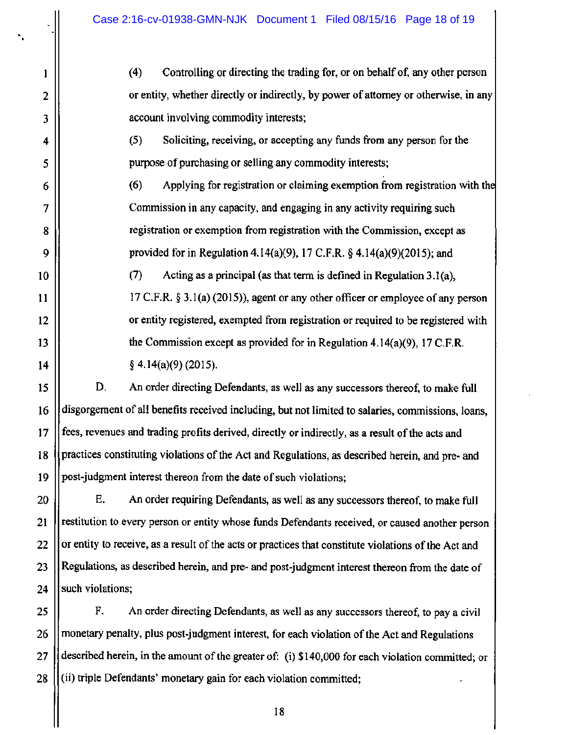(4) Controlling or directing the trading for, or on behalf of, any other person or entity, whether directly or indirectly, by power of attorney or otherwise, in any account involving commodity interests;

(5) Soliciting, receiving, or accepting any funds from any person for the purpose of purchasing or selling any commodity interests;

(6) Applying for registration or claiming exemption from registration with the Commission in any capacity, and engaging in any activity requiring such registration or exemption from registration with the Commission, except as provided for in Regulation 4.14(a)(9), 17 C.F.R. § 4.14(a)(9)(2015); and

(7) Acting as a principal (as that term is defined in Regulation 3.1(a), 17 C.F.R. § 3.1(a) (2015)), agent or any other officer or employee of any person or entity registered, exempted from registration or required to be registered with the Commission except as provided for in Regulation 4.14(a)(9), 17 C.F.R. § 4.14(a)(9) (2015).

D. An order directing Defendants, as well as any successors thereof, to make full disgorgement of all benefits received including, but not limited to salaries, commissions, loans, fees, revenues and trading profits derived, directly or indirectly, as a result of the acts and practices constituting violations of the Act and Regulations, as described herein, and pre- and post-judgment interest thereon from the date of such violations;

E. An order requiring Defendants, as well as any successors thereof, to make full restitution to every person or entity whose funds Defendants received, or caused another person or entity to receive, as a result of the acts or practices that constitute violations of the Act and Regulations, as described herein, and pre- and post-judgment interest thereon from the date of such violations;

F. An order directing Defendants, as well as any successors thereof, to pay a civil monetary penalty, plus post-judgment interest, for each violation of the Act and Regulations described herein, in the amount of the greater of: (i) $140,000 for each violation committed; or (ii) triple Defendants' monetary gain for each violation committed;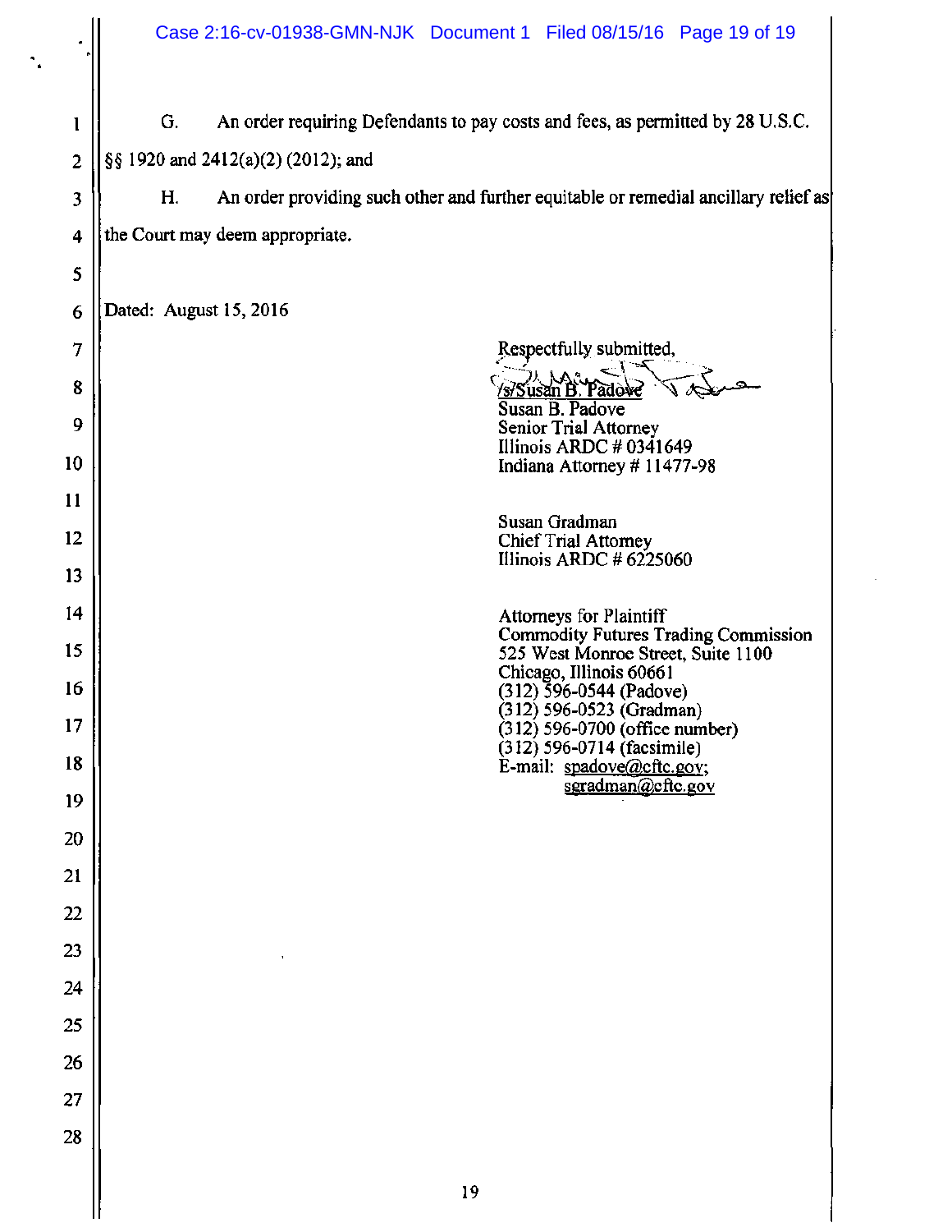G. An order requiring Defendants to pay costs and fees, as permitted by 28 U.S.C. §§ 1920 and 2412(a)(2) (2012); and

H. An order providing such other and further equitable or remedial ancillary relief as the Court may deem appropriate.

Dated: August 15, 2016

Respectfully submitted,

/s/Susan B. Padove
Susan B. Padove
Senior Trial Attorney
Illinois ARDC # 0341649
Indiana Attorney # 11477-98

Susan Gradman
Chief Trial Attorney
Illinois ARDC # 6225060

Attorneys for Plaintiff
Commodity Futures Trading Commission
525 West Monroe Street, Suite 1100
Chicago, Illinois 60661
(312) 596-0544 (Padove)
(312) 596-0523 (Gradman)
(312) 596-0700 (office number)
(312) 596-0714 (facsimile)
E-mail: spadove@cftc.gov;
sgradman@cftc.gov